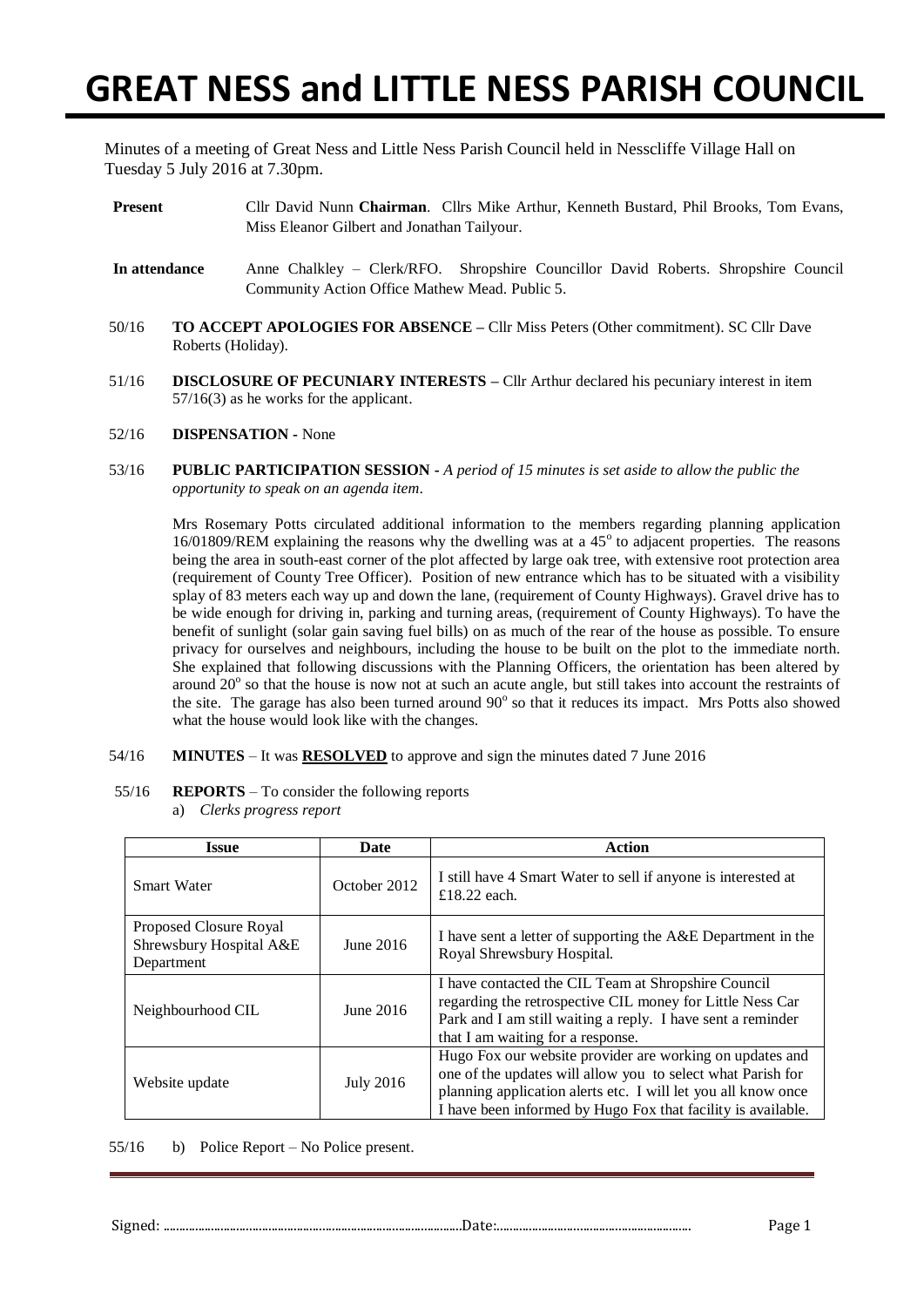# GREAT NESS and LITTLE NESS PARISH COUNCIL

Minutes of a meeting of Great Ness and Little Ness Parish Council held in Nesscliffe Village Hall on Tuesday 5 July 2016 at 7.30pm.

**Present** Cllr David Nunn **Chairman**. Cllrs Mike Arthur, Kenneth Bustard, Phil Brooks, Tom Evans, Miss Eleanor Gilbert and Jonathan Tailyour.

**In attendance** Anne Chalkley – Clerk/RFO. Shropshire Councillor David Roberts. Shropshire Council Community Action Office Mathew Mead. Public 5.

50/16 **TO ACCEPT APOLOGIES FOR ABSENCE –** Cllr Miss Peters (Other commitment). SC Cllr Dave Roberts (Holiday).

51/16 **DISCLOSURE OF PECUNIARY INTERESTS –** Cllr Arthur declared his pecuniary interest in item 57/16(3) as he works for the applicant.

52/16 **DISPENSATION -** None

53/16 **PUBLIC PARTICIPATION SESSION -** *A period of 15 minutes is set aside to allow the public the opportunity to speak on an agenda item.*

Mrs Rosemary Potts circulated additional information to the members regarding planning application 16/01809/REM explaining the reasons why the dwelling was at a 45° to adjacent properties. The reasons being the area in south-east corner of the plot affected by large oak tree, with extensive root protection area (requirement of County Tree Officer). Position of new entrance which has to be situated with a visibility splay of 83 meters each way up and down the lane, (requirement of County Highways). Gravel drive has to be wide enough for driving in, parking and turning areas, (requirement of County Highways). To have the benefit of sunlight (solar gain saving fuel bills) on as much of the rear of the house as possible. To ensure privacy for ourselves and neighbours, including the house to be built on the plot to the immediate north. She explained that following discussions with the Planning Officers, the orientation has been altered by around 20° so that the house is now not at such an acute angle, but still takes into account the restraints of the site. The garage has also been turned around 90° so that it reduces its impact. Mrs Potts also showed what the house would look like with the changes.

54/16 **MINUTES** – It was **RESOLVED** to approve and sign the minutes dated 7 June 2016

55/16 **REPORTS** – To consider the following reports

a) *Clerks progress report*

| Issue | Date | Action |
|---|---|---|
| Smart Water | October 2012 | I still have 4 Smart Water to sell if anyone is interested at £18.22 each. |
| Proposed Closure Royal Shrewsbury Hospital A&E Department | June 2016 | I have sent a letter of supporting the A&E Department in the Royal Shrewsbury Hospital. |
| Neighbourhood CIL | June 2016 | I have contacted the CIL Team at Shropshire Council regarding the retrospective CIL money for Little Ness Car Park and I am still waiting a reply. I have sent a reminder that I am waiting for a response. |
| Website update | July 2016 | Hugo Fox our website provider are working on updates and one of the updates will allow you to select what Parish for planning application alerts etc. I will let you all know once I have been informed by Hugo Fox that facility is available. |

55/16 b) Police Report – No Police present.

Signed: ....................................................................................Date:...............................................................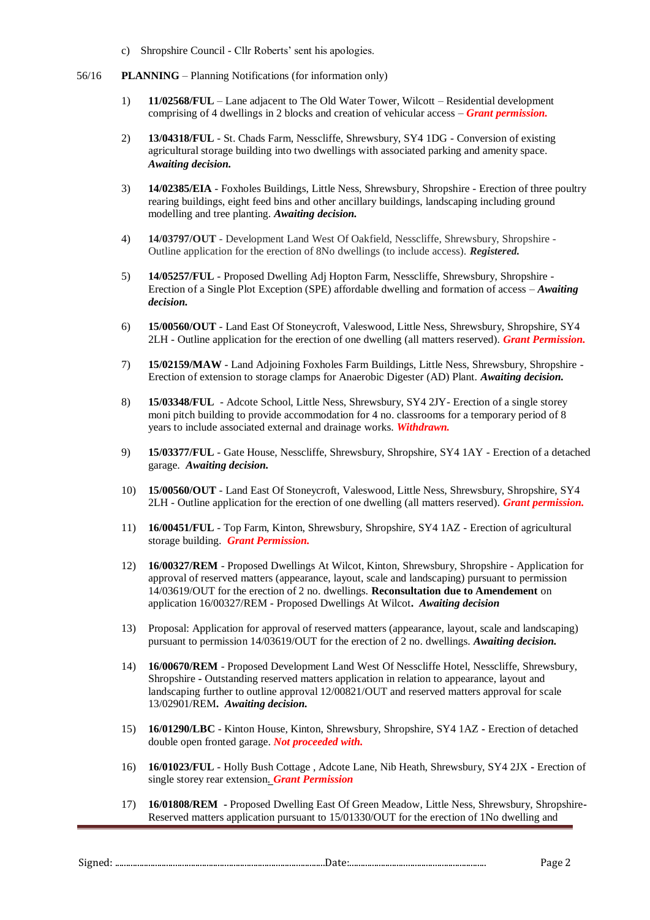c) Shropshire Council - Cllr Roberts' sent his apologies.

56/16 **PLANNING** – Planning Notifications (for information only)

1) **11/02568/FUL** – Lane adjacent to The Old Water Tower, Wilcott – Residential development comprising of 4 dwellings in 2 blocks and creation of vehicular access – ***Grant permission.***

2) **13/04318/FUL** - St. Chads Farm, Nesscliffe, Shrewsbury, SY4 1DG - Conversion of existing agricultural storage building into two dwellings with associated parking and amenity space. ***Awaiting decision.***

3) **14/02385/EIA** - Foxholes Buildings, Little Ness, Shrewsbury, Shropshire - Erection of three poultry rearing buildings, eight feed bins and other ancillary buildings, landscaping including ground modelling and tree planting. ***Awaiting decision.***

4) **14/03797/OUT** - Development Land West Of Oakfield, Nesscliffe, Shrewsbury, Shropshire - Outline application for the erection of 8No dwellings (to include access). ***Registered.***

5) **14/05257/FUL** - Proposed Dwelling Adj Hopton Farm, Nesscliffe, Shrewsbury, Shropshire - Erection of a Single Plot Exception (SPE) affordable dwelling and formation of access – ***Awaiting decision.***

6) **15/00560/OUT** - Land East Of Stoneycroft, Valeswood, Little Ness, Shrewsbury, Shropshire, SY4 2LH - Outline application for the erection of one dwelling (all matters reserved). ***Grant Permission.***

7) **15/02159/MAW** - Land Adjoining Foxholes Farm Buildings, Little Ness, Shrewsbury, Shropshire - Erection of extension to storage clamps for Anaerobic Digester (AD) Plant. ***Awaiting decision.***

8) **15/03348/FUL** - Adcote School, Little Ness, Shrewsbury, SY4 2JY- Erection of a single storey moni pitch building to provide accommodation for 4 no. classrooms for a temporary period of 8 years to include associated external and drainage works. ***Withdrawn.***

9) **15/03377/FUL** - Gate House, Nesscliffe, Shrewsbury, Shropshire, SY4 1AY - Erection of a detached garage. ***Awaiting decision.***

10) **15/00560/OUT** - Land East Of Stoneycroft, Valeswood, Little Ness, Shrewsbury, Shropshire, SY4 2LH - Outline application for the erection of one dwelling (all matters reserved). ***Grant permission.***

11) **16/00451/FUL** - Top Farm, Kinton, Shrewsbury, Shropshire, SY4 1AZ - Erection of agricultural storage building. ***Grant Permission.***

12) **16/00327/REM** - Proposed Dwellings At Wilcot, Kinton, Shrewsbury, Shropshire - Application for approval of reserved matters (appearance, layout, scale and landscaping) pursuant to permission 14/03619/OUT for the erection of 2 no. dwellings. **Reconsultation due to Amendement** on application 16/00327/REM - Proposed Dwellings At Wilcot**.** ***Awaiting decision***

13) Proposal: Application for approval of reserved matters (appearance, layout, scale and landscaping) pursuant to permission 14/03619/OUT for the erection of 2 no. dwellings. ***Awaiting decision.***

14) **16/00670/REM** - Proposed Development Land West Of Nesscliffe Hotel, Nesscliffe, Shrewsbury, Shropshire - Outstanding reserved matters application in relation to appearance, layout and landscaping further to outline approval 12/00821/OUT and reserved matters approval for scale 13/02901/REM**.** ***Awaiting decision.***

15) **16/01290/LBC** - Kinton House, Kinton, Shrewsbury, Shropshire, SY4 1AZ - Erection of detached double open fronted garage. ***Not proceeded with.***

16) **16/01023/FUL** - Holly Bush Cottage , Adcote Lane, Nib Heath, Shrewsbury, SY4 2JX - Erection of single storey rear extension. ***Grant Permission***

17) **16/01808/REM** - Proposed Dwelling East Of Green Meadow, Little Ness, Shrewsbury, Shropshire- Reserved matters application pursuant to 15/01330/OUT for the erection of 1No dwelling and

Signed: ..................................................................................... Date:..............................................................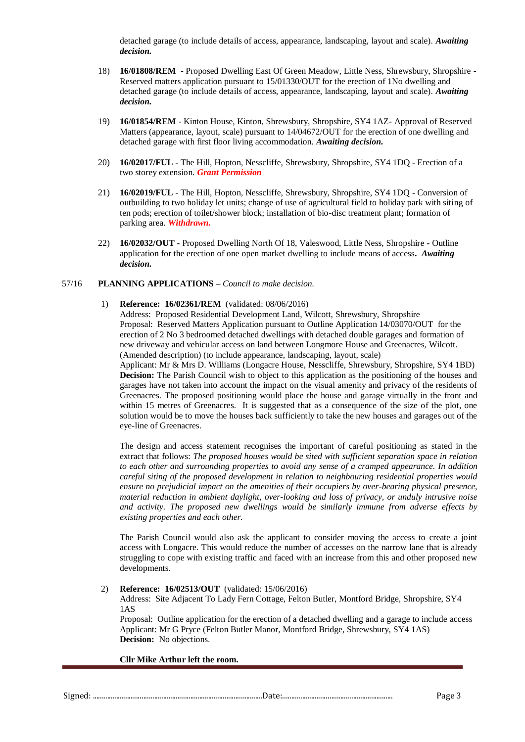detached garage (to include details of access, appearance, landscaping, layout and scale). ***Awaiting decision.***

18) **16/01808/REM** - Proposed Dwelling East Of Green Meadow, Little Ness, Shrewsbury, Shropshire - Reserved matters application pursuant to 15/01330/OUT for the erection of 1No dwelling and detached garage (to include details of access, appearance, landscaping, layout and scale). ***Awaiting decision.***

19) **16/01854/REM** - Kinton House, Kinton, Shrewsbury, Shropshire, SY4 1AZ- Approval of Reserved Matters (appearance, layout, scale) pursuant to 14/04672/OUT for the erection of one dwelling and detached garage with first floor living accommodation. ***Awaiting decision.***

20) **16/02017/FUL** - The Hill, Hopton, Nesscliffe, Shrewsbury, Shropshire, SY4 1DQ - Erection of a two storey extension. ***Grant Permission***

21) **16/02019/FUL** - The Hill, Hopton, Nesscliffe, Shrewsbury, Shropshire, SY4 1DQ - Conversion of outbuilding to two holiday let units; change of use of agricultural field to holiday park with siting of ten pods; erection of toilet/shower block; installation of bio-disc treatment plant; formation of parking area. ***Withdrawn.***

22) **16/02032/OUT** - Proposed Dwelling North Of 18, Valeswood, Little Ness, Shropshire - Outline application for the erection of one open market dwelling to include means of access**.** ***Awaiting decision.***

57/16 **PLANNING APPLICATIONS** – *Council to make decision.*

1) **Reference: 16/02361/REM** (validated: 08/06/2016)
Address: Proposed Residential Development Land, Wilcott, Shrewsbury, Shropshire
Proposal: Reserved Matters Application pursuant to Outline Application 14/03070/OUT for the erection of 2 No 3 bedroomed detached dwellings with detached double garages and formation of new driveway and vehicular access on land between Longmore House and Greenacres, Wilcott. (Amended description) (to include appearance, landscaping, layout, scale)
Applicant: Mr & Mrs D. Williams (Longacre House, Nesscliffe, Shrewsbury, Shropshire, SY4 1BD)
**Decision:** The Parish Council wish to object to this application as the positioning of the houses and garages have not taken into account the impact on the visual amenity and privacy of the residents of Greenacres. The proposed positioning would place the house and garage virtually in the front and within 15 metres of Greenacres. It is suggested that as a consequence of the size of the plot, one solution would be to move the houses back sufficiently to take the new houses and garages out of the eye-line of Greenacres.

The design and access statement recognises the important of careful positioning as stated in the extract that follows: *The proposed houses would be sited with sufficient separation space in relation to each other and surrounding properties to avoid any sense of a cramped appearance. In addition careful siting of the proposed development in relation to neighbouring residential properties would ensure no prejudicial impact on the amenities of their occupiers by over-bearing physical presence, material reduction in ambient daylight, over-looking and loss of privacy, or unduly intrusive noise and activity. The proposed new dwellings would be similarly immune from adverse effects by existing properties and each other.*

The Parish Council would also ask the applicant to consider moving the access to create a joint access with Longacre. This would reduce the number of accesses on the narrow lane that is already struggling to cope with existing traffic and faced with an increase from this and other proposed new developments.

2) **Reference: 16/02513/OUT** (validated: 15/06/2016)
Address: Site Adjacent To Lady Fern Cottage, Felton Butler, Montford Bridge, Shropshire, SY4 1AS
Proposal: Outline application for the erection of a detached dwelling and a garage to include access
Applicant: Mr G Pryce (Felton Butler Manor, Montford Bridge, Shrewsbury, SY4 1AS)
**Decision:** No objections.

**Cllr Mike Arthur left the room.**

Signed: ………………………………………………Date:………………………………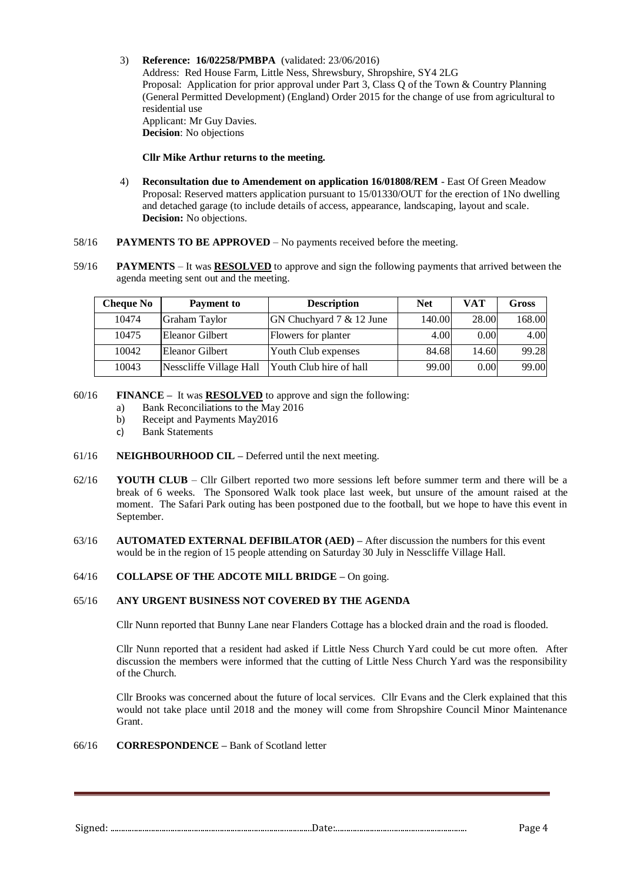3) **Reference: 16/02258/PMBPA** (validated: 23/06/2016)
Address: Red House Farm, Little Ness, Shrewsbury, Shropshire, SY4 2LG
Proposal: Application for prior approval under Part 3, Class Q of the Town & Country Planning (General Permitted Development) (England) Order 2015 for the change of use from agricultural to residential use
Applicant: Mr Guy Davies.
**Decision**: No objections

**Cllr Mike Arthur returns to the meeting.**

4) **Reconsultation due to Amendement on application 16/01808/REM** - East Of Green Meadow
Proposal: Reserved matters application pursuant to 15/01330/OUT for the erection of 1No dwelling and detached garage (to include details of access, appearance, landscaping, layout and scale.
**Decision:** No objections.

58/16 **PAYMENTS TO BE APPROVED** – No payments received before the meeting.

59/16 **PAYMENTS** – It was **RESOLVED** to approve and sign the following payments that arrived between the agenda meeting sent out and the meeting.

| Cheque No | Payment to | Description | Net | VAT | Gross |
|---|---|---|---|---|---|
| 10474 | Graham Taylor | GN Chuchyard 7 & 12 June | 140.00 | 28.00 | 168.00 |
| 10475 | Eleanor Gilbert | Flowers for planter | 4.00 | 0.00 | 4.00 |
| 10042 | Eleanor Gilbert | Youth Club expenses | 84.68 | 14.60 | 99.28 |
| 10043 | Nesscliffe Village Hall | Youth Club hire of hall | 99.00 | 0.00 | 99.00 |

60/16 **FINANCE –** It was **RESOLVED** to approve and sign the following:

a) Bank Reconciliations to the May 2016
b) Receipt and Payments May2016
c) Bank Statements

61/16 **NEIGHBOURHOOD CIL –** Deferred until the next meeting.

62/16 **YOUTH CLUB** – Cllr Gilbert reported two more sessions left before summer term and there will be a break of 6 weeks. The Sponsored Walk took place last week, but unsure of the amount raised at the moment. The Safari Park outing has been postponed due to the football, but we hope to have this event in September.

63/16 **AUTOMATED EXTERNAL DEFIBILATOR (AED) –** After discussion the numbers for this event would be in the region of 15 people attending on Saturday 30 July in Nesscliffe Village Hall.

64/16 **COLLAPSE OF THE ADCOTE MILL BRIDGE –** On going.

65/16 **ANY URGENT BUSINESS NOT COVERED BY THE AGENDA**

Cllr Nunn reported that Bunny Lane near Flanders Cottage has a blocked drain and the road is flooded.

Cllr Nunn reported that a resident had asked if Little Ness Church Yard could be cut more often. After discussion the members were informed that the cutting of Little Ness Church Yard was the responsibility of the Church.

Cllr Brooks was concerned about the future of local services. Cllr Evans and the Clerk explained that this would not take place until 2018 and the money will come from Shropshire Council Minor Maintenance Grant.

66/16 **CORRESPONDENCE –** Bank of Scotland letter

Signed: ............................................................................................Date:............................................................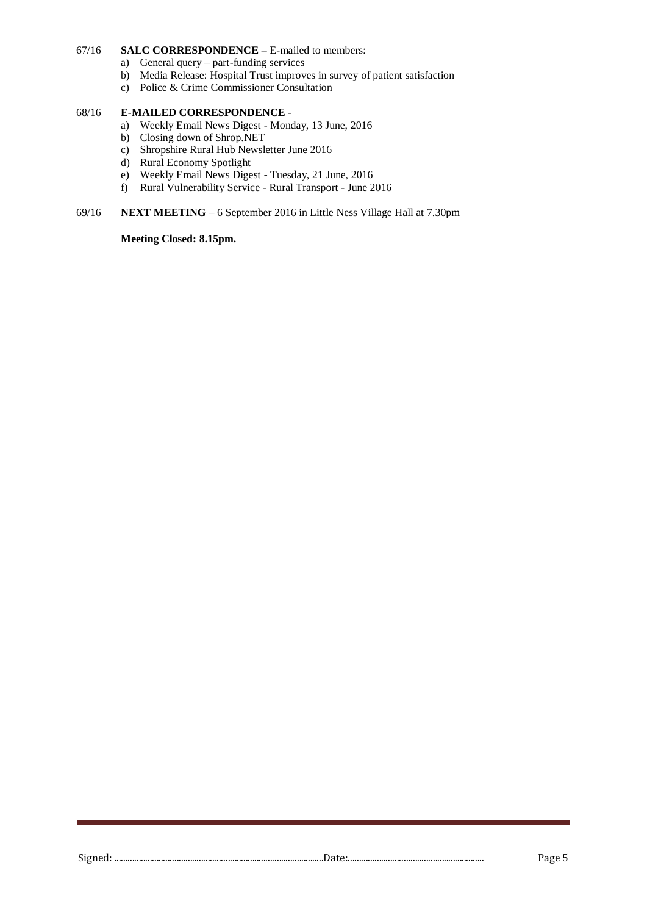67/16 **SALC CORRESPONDENCE –** E-mailed to members:

a) General query – part-funding services
b) Media Release: Hospital Trust improves in survey of patient satisfaction
c) Police & Crime Commissioner Consultation

68/16 **E-MAILED CORRESPONDENCE** -

a) Weekly Email News Digest - Monday, 13 June, 2016
b) Closing down of Shrop.NET
c) Shropshire Rural Hub Newsletter June 2016
d) Rural Economy Spotlight
e) Weekly Email News Digest - Tuesday, 21 June, 2016
f) Rural Vulnerability Service - Rural Transport - June 2016

69/16 **NEXT MEETING** – 6 September 2016 in Little Ness Village Hall at 7.30pm

**Meeting Closed: 8.15pm.**

Signed: ................................................................................................Date:...............................................................